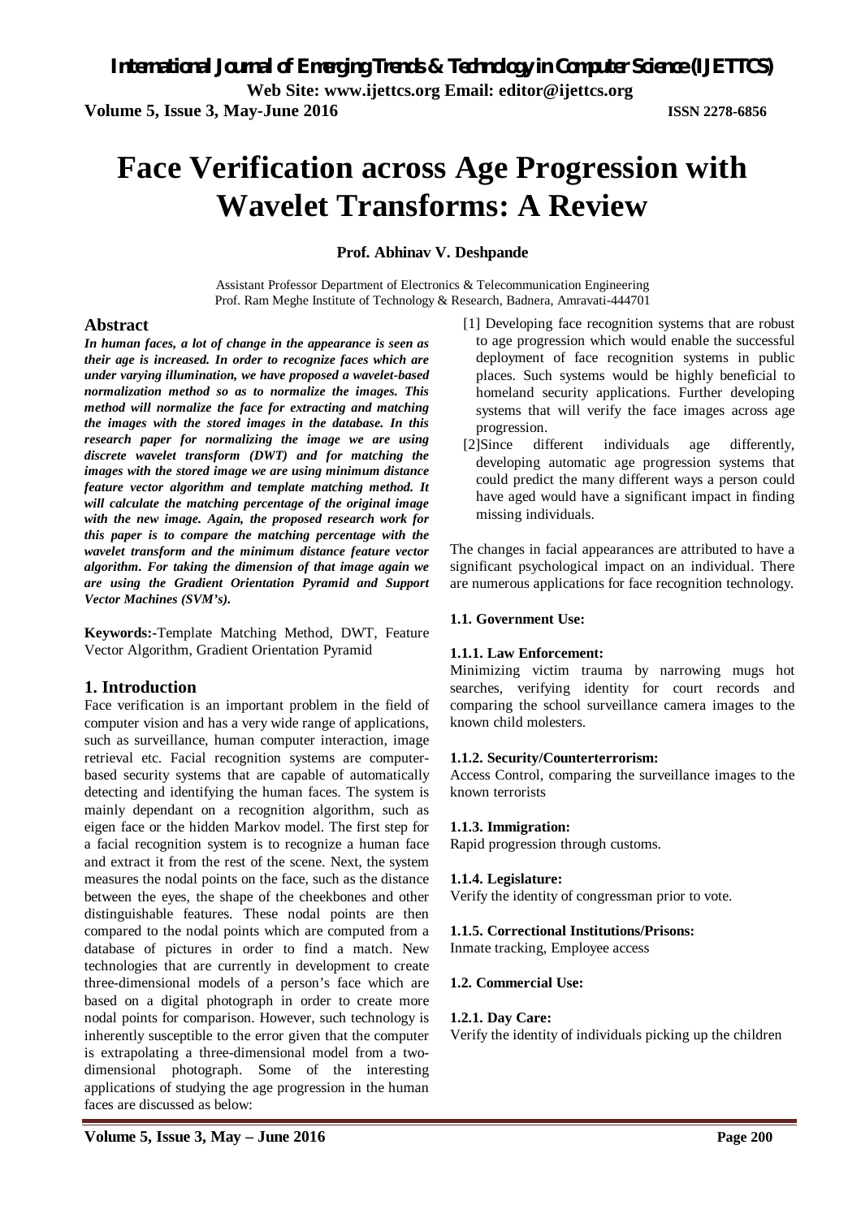# Face Verification across Age Progression with Wavelet Transforms: A Review

**Prof. Abhinav V. Deshpande**

Assistant Professor Department of Electronics & Telecommunication Engineering
Prof. Ram Meghe Institute of Technology & Research, Badnera, Amravati-444701

## Abstract

***In human faces, a lot of change in the appearance is seen as their age is increased. In order to recognize faces which are under varying illumination, we have proposed a wavelet-based normalization method so as to normalize the images. This method will normalize the face for extracting and matching the images with the stored images in the database. In this research paper for normalizing the image we are using discrete wavelet transform (DWT) and for matching the images with the stored image we are using minimum distance feature vector algorithm and template matching method. It will calculate the matching percentage of the original image with the new image. Again, the proposed research work for this paper is to compare the matching percentage with the wavelet transform and the minimum distance feature vector algorithm. For taking the dimension of that image again we are using the Gradient Orientation Pyramid and Support Vector Machines (SVM's).***

**Keywords:-**Template Matching Method, DWT, Feature Vector Algorithm, Gradient Orientation Pyramid

## 1. Introduction

Face verification is an important problem in the field of computer vision and has a very wide range of applications, such as surveillance, human computer interaction, image retrieval etc. Facial recognition systems are computer-based security systems that are capable of automatically detecting and identifying the human faces. The system is mainly dependant on a recognition algorithm, such as eigen face or the hidden Markov model. The first step for a facial recognition system is to recognize a human face and extract it from the rest of the scene. Next, the system measures the nodal points on the face, such as the distance between the eyes, the shape of the cheekbones and other distinguishable features. These nodal points are then compared to the nodal points which are computed from a database of pictures in order to find a match. New technologies that are currently in development to create three-dimensional models of a person's face which are based on a digital photograph in order to create more nodal points for comparison. However, such technology is inherently susceptible to the error given that the computer is extrapolating a three-dimensional model from a two-dimensional photograph. Some of the interesting applications of studying the age progression in the human faces are discussed as below:

[1] Developing face recognition systems that are robust to age progression which would enable the successful deployment of face recognition systems in public places. Such systems would be highly beneficial to homeland security applications. Further developing systems that will verify the face images across age progression.

[2]Since different individuals age differently, developing automatic age progression systems that could predict the many different ways a person could have aged would have a significant impact in finding missing individuals.

The changes in facial appearances are attributed to have a significant psychological impact on an individual. There are numerous applications for face recognition technology.

### 1.1. Government Use:

#### 1.1.1. Law Enforcement:

Minimizing victim trauma by narrowing mugs hot searches, verifying identity for court records and comparing the school surveillance camera images to the known child molesters.

#### 1.1.2. Security/Counterterrorism:

Access Control, comparing the surveillance images to the known terrorists

#### 1.1.3. Immigration:

Rapid progression through customs.

#### 1.1.4. Legislature:

Verify the identity of congressman prior to vote.

#### 1.1.5. Correctional Institutions/Prisons:

Inmate tracking, Employee access

### 1.2. Commercial Use:

#### 1.2.1. Day Care:

Verify the identity of individuals picking up the children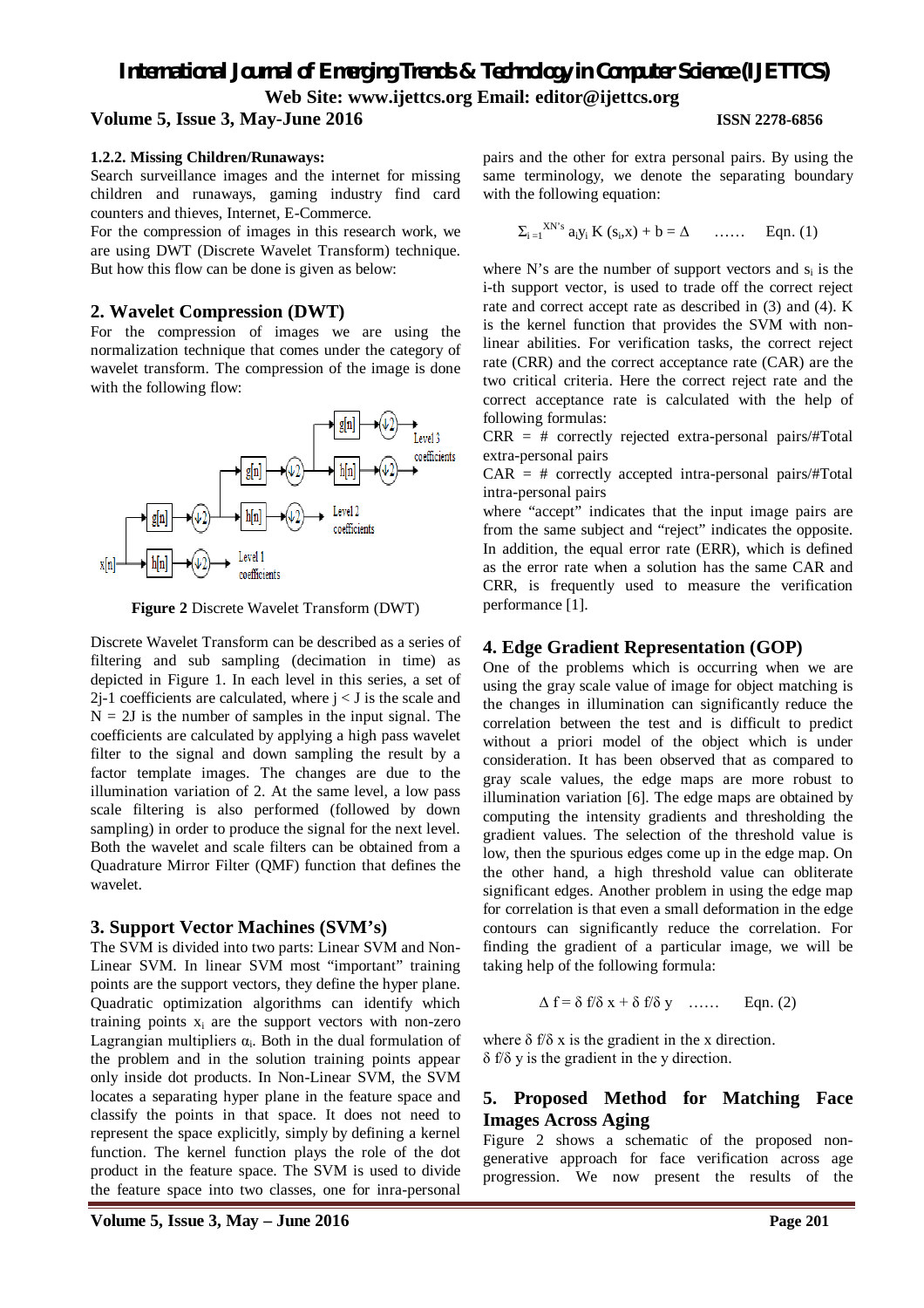#### 1.2.2. Missing Children/Runaways:

Search surveillance images and the internet for missing children and runaways, gaming industry find card counters and thieves, Internet, E-Commerce.

For the compression of images in this research work, we are using DWT (Discrete Wavelet Transform) technique. But how this flow can be done is given as below:

## 2. Wavelet Compression (DWT)

For the compression of images we are using the normalization technique that comes under the category of wavelet transform. The compression of the image is done with the following flow:

**Figure 2** Discrete Wavelet Transform (DWT)

Discrete Wavelet Transform can be described as a series of filtering and sub sampling (decimation in time) as depicted in Figure 1. In each level in this series, a set of 2j-1 coefficients are calculated, where $j < J$ is the scale and $N = 2J$ is the number of samples in the input signal. The coefficients are calculated by applying a high pass wavelet filter to the signal and down sampling the result by a factor template images. The changes are due to the illumination variation of 2. At the same level, a low pass scale filtering is also performed (followed by down sampling) in order to produce the signal for the next level. Both the wavelet and scale filters can be obtained from a Quadrature Mirror Filter (QMF) function that defines the wavelet.

## 3. Support Vector Machines (SVM's)

The SVM is divided into two parts: Linear SVM and Non-Linear SVM. In linear SVM most "important" training points are the support vectors, they define the hyper plane. Quadratic optimization algorithms can identify which training points $x_i$ are the support vectors with non-zero Lagrangian multipliers $\alpha_i$. Both in the dual formulation of the problem and in the solution training points appear only inside dot products. In Non-Linear SVM, the SVM locates a separating hyper plane in the feature space and classify the points in that space. It does not need to represent the space explicitly, simply by defining a kernel function. The kernel function plays the role of the dot product in the feature space. The SVM is used to divide the feature space into two classes, one for inra-personal pairs and the other for extra personal pairs. By using the same terminology, we denote the separating boundary with the following equation:

$$\Sigma_{i=1}^{XN's} a_i y_i K(s_i, x) + b = \Delta \quad \ldots\ldots \quad \text{Eqn. (1)}$$

where N's are the number of support vectors and $s_i$ is the i-th support vector, is used to trade off the correct reject rate and correct accept rate as described in (3) and (4). K is the kernel function that provides the SVM with non-linear abilities. For verification tasks, the correct reject rate (CRR) and the correct acceptance rate (CAR) are the two critical criteria. Here the correct reject rate and the correct acceptance rate is calculated with the help of following formulas:

CRR = # correctly rejected extra-personal pairs/#Total extra-personal pairs

CAR = # correctly accepted intra-personal pairs/#Total intra-personal pairs

where "accept" indicates that the input image pairs are from the same subject and "reject" indicates the opposite. In addition, the equal error rate (ERR), which is defined as the error rate when a solution has the same CAR and CRR, is frequently used to measure the verification performance [1].

## 4. Edge Gradient Representation (GOP)

One of the problems which is occurring when we are using the gray scale value of image for object matching is the changes in illumination can significantly reduce the correlation between the test and is difficult to predict without a priori model of the object which is under consideration. It has been observed that as compared to gray scale values, the edge maps are more robust to illumination variation [6]. The edge maps are obtained by computing the intensity gradients and thresholding the gradient values. The selection of the threshold value is low, then the spurious edges come up in the edge map. On the other hand, a high threshold value can obliterate significant edges. Another problem in using the edge map for correlation is that even a small deformation in the edge contours can significantly reduce the correlation. For finding the gradient of a particular image, we will be taking help of the following formula:

$$\Delta f = \delta f / \delta x + \delta f / \delta y \quad \ldots\ldots \quad \text{Eqn. (2)}$$

where $\delta f / \delta x$ is the gradient in the x direction.

$\delta f / \delta y$ is the gradient in the y direction.

## 5. Proposed Method for Matching Face Images Across Aging

Figure 2 shows a schematic of the proposed non-generative approach for face verification across age progression. We now present the results of the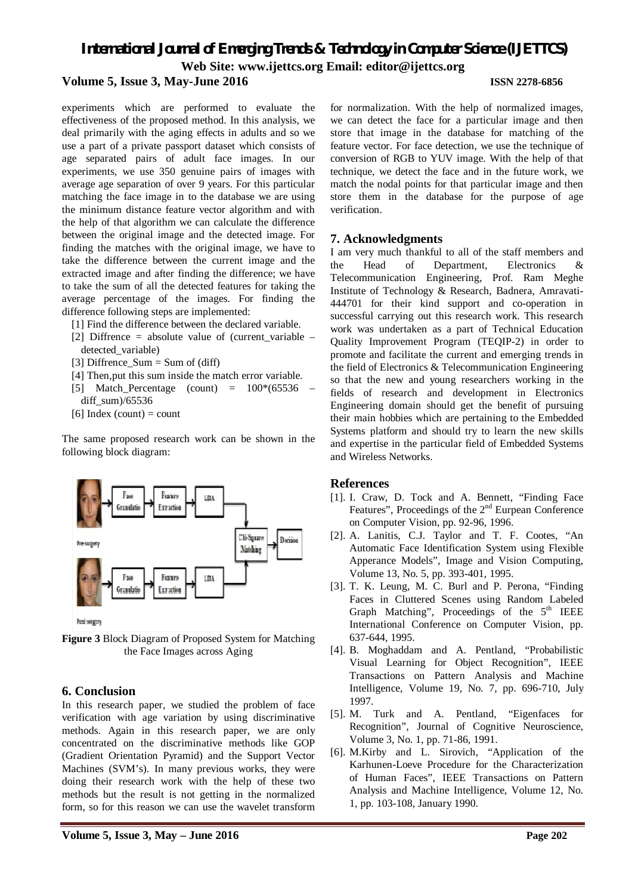experiments which are performed to evaluate the effectiveness of the proposed method. In this analysis, we deal primarily with the aging effects in adults and so we use a part of a private passport dataset which consists of age separated pairs of adult face images. In our experiments, we use 350 genuine pairs of images with average age separation of over 9 years. For this particular matching the face image in to the database we are using the minimum distance feature vector algorithm and with the help of that algorithm we can calculate the difference between the original image and the detected image. For finding the matches with the original image, we have to take the difference between the current image and the extracted image and after finding the difference; we have to take the sum of all the detected features for taking the average percentage of the images. For finding the difference following steps are implemented:

[1] Find the difference between the declared variable.
[2] Diffrence = absolute value of (current_variable – detected_variable)
[3] Diffrence_Sum = Sum of (diff)
[4] Then,put this sum inside the match error variable.
[5] Match_Percentage (count) = 100*(65536 – diff_sum)/65536
[6] Index (count) = count

The same proposed research work can be shown in the following block diagram:

**Figure 3** Block Diagram of Proposed System for Matching the Face Images across Aging

## 6. Conclusion

In this research paper, we studied the problem of face verification with age variation by using discriminative methods. Again in this research paper, we are only concentrated on the discriminative methods like GOP (Gradient Orientation Pyramid) and the Support Vector Machines (SVM's). In many previous works, they were doing their research work with the help of these two methods but the result is not getting in the normalized form, so for this reason we can use the wavelet transform for normalization. With the help of normalized images, we can detect the face for a particular image and then store that image in the database for matching of the feature vector. For face detection, we use the technique of conversion of RGB to YUV image. With the help of that technique, we detect the face and in the future work, we match the nodal points for that particular image and then store them in the database for the purpose of age verification.

## 7. Acknowledgments

I am very much thankful to all of the staff members and the Head of Department, Electronics & Telecommunication Engineering, Prof. Ram Meghe Institute of Technology & Research, Badnera, Amravati-444701 for their kind support and co-operation in successful carrying out this research work. This research work was undertaken as a part of Technical Education Quality Improvement Program (TEQIP-2) in order to promote and facilitate the current and emerging trends in the field of Electronics & Telecommunication Engineering so that the new and young researchers working in the fields of research and development in Electronics Engineering domain should get the benefit of pursuing their main hobbies which are pertaining to the Embedded Systems platform and should try to learn the new skills and expertise in the particular field of Embedded Systems and Wireless Networks.

## References

[1]. I. Craw, D. Tock and A. Bennett, "Finding Face Features", Proceedings of the 2nd Eurpean Conference on Computer Vision, pp. 92-96, 1996.

[2]. A. Lanitis, C.J. Taylor and T. F. Cootes, "An Automatic Face Identification System using Flexible Apperance Models", Image and Vision Computing, Volume 13, No. 5, pp. 393-401, 1995.

[3]. T. K. Leung, M. C. Burl and P. Perona, "Finding Faces in Cluttered Scenes using Random Labeled Graph Matching", Proceedings of the 5th IEEE International Conference on Computer Vision, pp. 637-644, 1995.

[4]. B. Moghaddam and A. Pentland, "Probabilistic Visual Learning for Object Recognition", IEEE Transactions on Pattern Analysis and Machine Intelligence, Volume 19, No. 7, pp. 696-710, July 1997.

[5]. M. Turk and A. Pentland, "Eigenfaces for Recognition", Journal of Cognitive Neuroscience, Volume 3, No. 1, pp. 71-86, 1991.

[6]. M.Kirby and L. Sirovich, "Application of the Karhunen-Loeve Procedure for the Characterization of Human Faces", IEEE Transactions on Pattern Analysis and Machine Intelligence, Volume 12, No. 1, pp. 103-108, January 1990.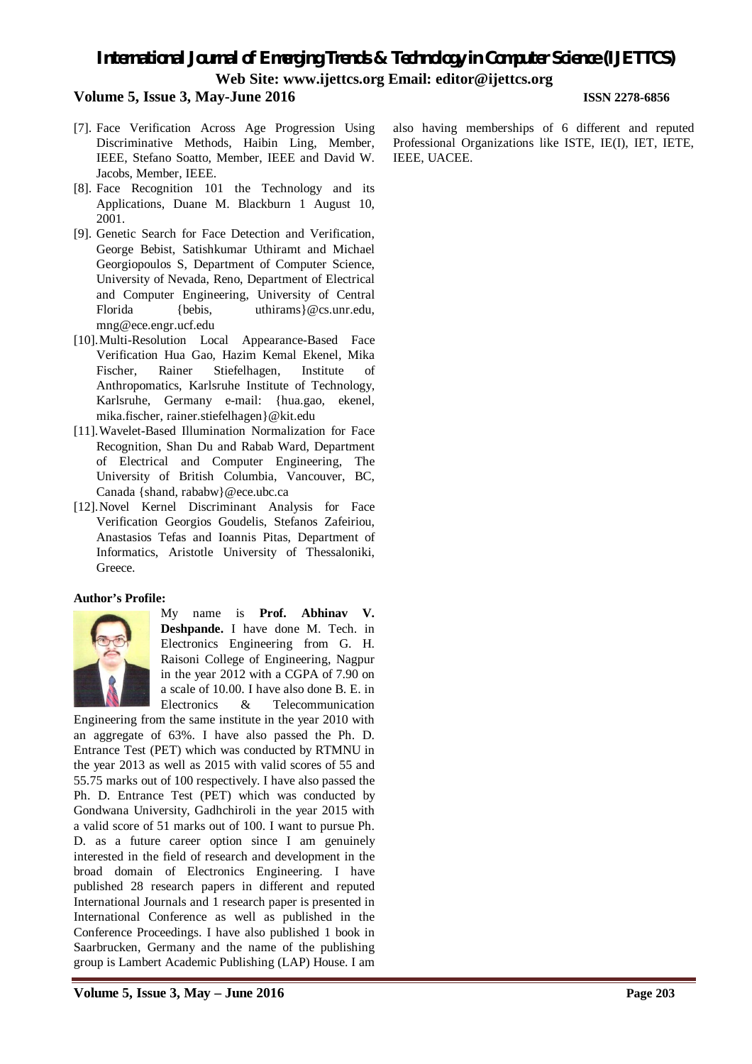[7]. Face Verification Across Age Progression Using Discriminative Methods, Haibin Ling, Member, IEEE, Stefano Soatto, Member, IEEE and David W. Jacobs, Member, IEEE.

[8]. Face Recognition 101 the Technology and its Applications, Duane M. Blackburn 1 August 10, 2001.

[9]. Genetic Search for Face Detection and Verification, George Bebist, Satishkumar Uthiramt and Michael Georgiopoulos S, Department of Computer Science, University of Nevada, Reno, Department of Electrical and Computer Engineering, University of Central Florida {bebis, uthirams}@cs.unr.edu, mng@ece.engr.ucf.edu

[10]. Multi-Resolution Local Appearance-Based Face Verification Hua Gao, Hazim Kemal Ekenel, Mika Fischer, Rainer Stiefelhagen, Institute of Anthropomatics, Karlsruhe Institute of Technology, Karlsruhe, Germany e-mail: {hua.gao, ekenel, mika.fischer, rainer.stiefelhagen}@kit.edu

[11]. Wavelet-Based Illumination Normalization for Face Recognition, Shan Du and Rabab Ward, Department of Electrical and Computer Engineering, The University of British Columbia, Vancouver, BC, Canada {shand, rababw}@ece.ubc.ca

[12]. Novel Kernel Discriminant Analysis for Face Verification Georgios Goudelis, Stefanos Zafeiriou, Anastasios Tefas and Ioannis Pitas, Department of Informatics, Aristotle University of Thessaloniki, Greece.

**Author's Profile:**

My name is **Prof. Abhinav V. Deshpande.** I have done M. Tech. in Electronics Engineering from G. H. Raisoni College of Engineering, Nagpur in the year 2012 with a CGPA of 7.90 on a scale of 10.00. I have also done B. E. in Electronics & Telecommunication Engineering from the same institute in the year 2010 with an aggregate of 63%. I have also passed the Ph. D. Entrance Test (PET) which was conducted by RTMNU in the year 2013 as well as 2015 with valid scores of 55 and 55.75 marks out of 100 respectively. I have also passed the Ph. D. Entrance Test (PET) which was conducted by Gondwana University, Gadhchiroli in the year 2015 with a valid score of 51 marks out of 100. I want to pursue Ph. D. as a future career option since I am genuinely interested in the field of research and development in the broad domain of Electronics Engineering. I have published 28 research papers in different and reputed International Journals and 1 research paper is presented in International Conference as well as published in the Conference Proceedings. I have also published 1 book in Saarbrucken, Germany and the name of the publishing group is Lambert Academic Publishing (LAP) House. I am also having memberships of 6 different and reputed Professional Organizations like ISTE, IE(I), IET, IETE, IEEE, UACEE.